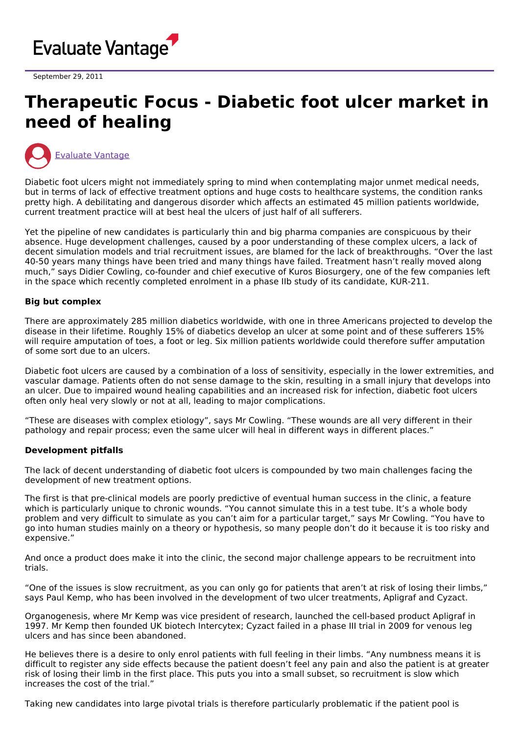Evaluate Vantage

September 29, 2011

# Therapeutic Focus - Diabetic foot ulcer market in need of healing

Evaluate Vantage

Diabetic foot ulcers might not immediately spring to mind when contemplating major unmet medical needs, but in terms of lack of effective treatment options and huge costs to healthcare systems, the condition ranks pretty high. A debilitating and dangerous disorder which affects an estimated 45 million patients worldwide, current treatment practice will at best heal the ulcers of just half of all sufferers.

Yet the pipeline of new candidates is particularly thin and big pharma companies are conspicuous by their absence. Huge development challenges, caused by a poor understanding of these complex ulcers, a lack of decent simulation models and trial recruitment issues, are blamed for the lack of breakthroughs. "Over the last 40-50 years many things have been tried and many things have failed. Treatment hasn't really moved along much," says Didier Cowling, co-founder and chief executive of Kuros Biosurgery, one of the few companies left in the space which recently completed enrolment in a phase IIb study of its candidate, KUR-211.

**Big but complex**

There are approximately 285 million diabetics worldwide, with one in three Americans projected to develop the disease in their lifetime. Roughly 15% of diabetics develop an ulcer at some point and of these sufferers 15% will require amputation of toes, a foot or leg. Six million patients worldwide could therefore suffer amputation of some sort due to an ulcers.

Diabetic foot ulcers are caused by a combination of a loss of sensitivity, especially in the lower extremities, and vascular damage. Patients often do not sense damage to the skin, resulting in a small injury that develops into an ulcer. Due to impaired wound healing capabilities and an increased risk for infection, diabetic foot ulcers often only heal very slowly or not at all, leading to major complications.

"These are diseases with complex etiology", says Mr Cowling. "These wounds are all very different in their pathology and repair process; even the same ulcer will heal in different ways in different places."

**Development pitfalls**

The lack of decent understanding of diabetic foot ulcers is compounded by two main challenges facing the development of new treatment options.

The first is that pre-clinical models are poorly predictive of eventual human success in the clinic, a feature which is particularly unique to chronic wounds. "You cannot simulate this in a test tube. It's a whole body problem and very difficult to simulate as you can't aim for a particular target," says Mr Cowling. "You have to go into human studies mainly on a theory or hypothesis, so many people don't do it because it is too risky and expensive."

And once a product does make it into the clinic, the second major challenge appears to be recruitment into trials.

"One of the issues is slow recruitment, as you can only go for patients that aren't at risk of losing their limbs," says Paul Kemp, who has been involved in the development of two ulcer treatments, Apligraf and Cyzact.

Organogenesis, where Mr Kemp was vice president of research, launched the cell-based product Apligraf in 1997. Mr Kemp then founded UK biotech Intercytex; Cyzact failed in a phase III trial in 2009 for venous leg ulcers and has since been abandoned.

He believes there is a desire to only enrol patients with full feeling in their limbs. "Any numbness means it is difficult to register any side effects because the patient doesn't feel any pain and also the patient is at greater risk of losing their limb in the first place. This puts you into a small subset, so recruitment is slow which increases the cost of the trial."

Taking new candidates into large pivotal trials is therefore particularly problematic if the patient pool is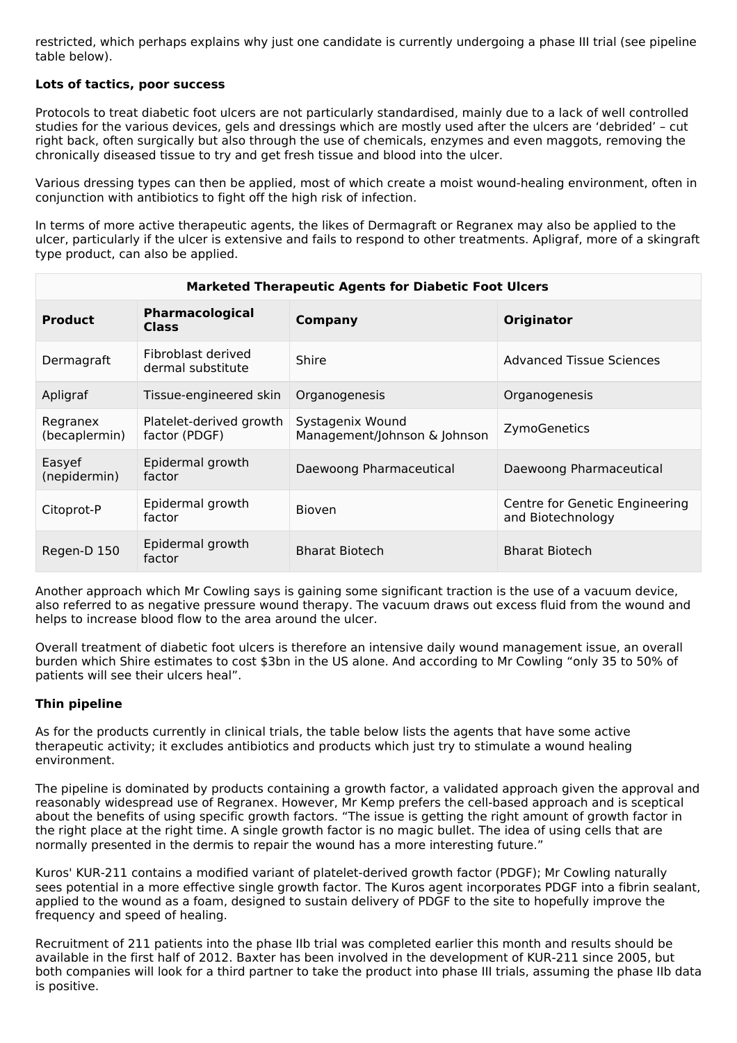restricted, which perhaps explains why just one candidate is currently undergoing a phase III trial (see pipeline table below).

**Lots of tactics, poor success**

Protocols to treat diabetic foot ulcers are not particularly standardised, mainly due to a lack of well controlled studies for the various devices, gels and dressings which are mostly used after the ulcers are 'debrided' – cut right back, often surgically but also through the use of chemicals, enzymes and even maggots, removing the chronically diseased tissue to try and get fresh tissue and blood into the ulcer.

Various dressing types can then be applied, most of which create a moist wound-healing environment, often in conjunction with antibiotics to fight off the high risk of infection.

In terms of more active therapeutic agents, the likes of Dermagraft or Regranex may also be applied to the ulcer, particularly if the ulcer is extensive and fails to respond to other treatments. Apligraf, more of a skingraft type product, can also be applied.

| Marketed Therapeutic Agents for Diabetic Foot Ulcers | | | |
|---|---|---|---|
| **Product** | **Pharmacological Class** | **Company** | **Originator** |
| Dermagraft | Fibroblast derived dermal substitute | Shire | Advanced Tissue Sciences |
| Apligraf | Tissue-engineered skin | Organogenesis | Organogenesis |
| Regranex (becaplermin) | Platelet-derived growth factor (PDGF) | Systagenix Wound Management/Johnson & Johnson | ZymoGenetics |
| Easyef (nepidermin) | Epidermal growth factor | Daewoong Pharmaceutical | Daewoong Pharmaceutical |
| Citoprot-P | Epidermal growth factor | Bioven | Centre for Genetic Engineering and Biotechnology |
| Regen-D 150 | Epidermal growth factor | Bharat Biotech | Bharat Biotech |

Another approach which Mr Cowling says is gaining some significant traction is the use of a vacuum device, also referred to as negative pressure wound therapy. The vacuum draws out excess fluid from the wound and helps to increase blood flow to the area around the ulcer.

Overall treatment of diabetic foot ulcers is therefore an intensive daily wound management issue, an overall burden which Shire estimates to cost $3bn in the US alone. And according to Mr Cowling "only 35 to 50% of patients will see their ulcers heal".

**Thin pipeline**

As for the products currently in clinical trials, the table below lists the agents that have some active therapeutic activity; it excludes antibiotics and products which just try to stimulate a wound healing environment.

The pipeline is dominated by products containing a growth factor, a validated approach given the approval and reasonably widespread use of Regranex. However, Mr Kemp prefers the cell-based approach and is sceptical about the benefits of using specific growth factors. "The issue is getting the right amount of growth factor in the right place at the right time. A single growth factor is no magic bullet. The idea of using cells that are normally presented in the dermis to repair the wound has a more interesting future."

Kuros' KUR-211 contains a modified variant of platelet-derived growth factor (PDGF); Mr Cowling naturally sees potential in a more effective single growth factor. The Kuros agent incorporates PDGF into a fibrin sealant, applied to the wound as a foam, designed to sustain delivery of PDGF to the site to hopefully improve the frequency and speed of healing.

Recruitment of 211 patients into the phase IIb trial was completed earlier this month and results should be available in the first half of 2012. Baxter has been involved in the development of KUR-211 since 2005, but both companies will look for a third partner to take the product into phase III trials, assuming the phase IIb data is positive.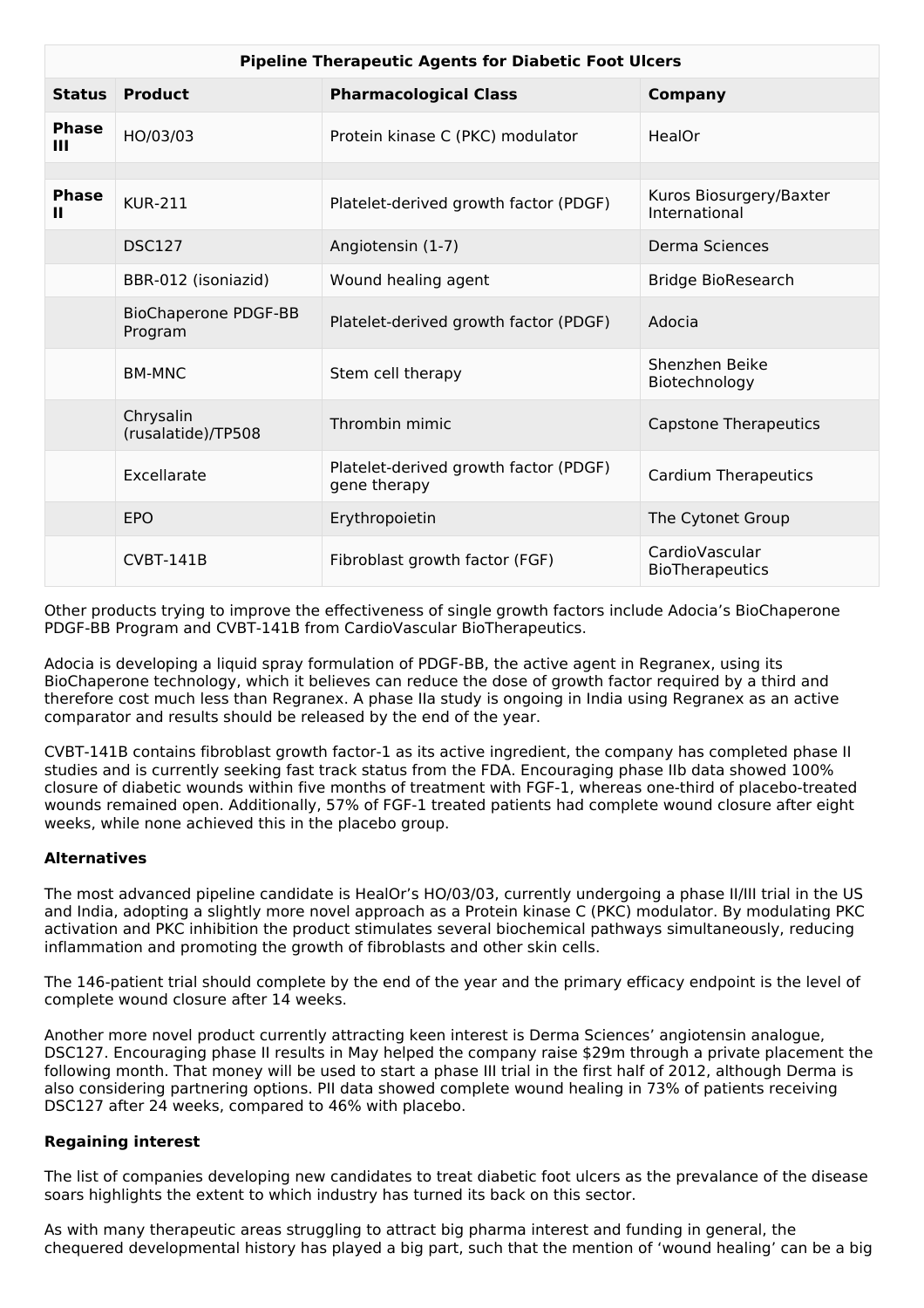| Pipeline Therapeutic Agents for Diabetic Foot Ulcers | | | |
|---|---|---|---|
| **Status** | **Product** | **Pharmacological Class** | **Company** |
| **Phase III** | HO/03/03 | Protein kinase C (PKC) modulator | HealOr |
| | | | |
| **Phase II** | KUR-211 | Platelet-derived growth factor (PDGF) | Kuros Biosurgery/Baxter International |
| | DSC127 | Angiotensin (1-7) | Derma Sciences |
| | BBR-012 (isoniazid) | Wound healing agent | Bridge BioResearch |
| | BioChaperone PDGF-BB Program | Platelet-derived growth factor (PDGF) | Adocia |
| | BM-MNC | Stem cell therapy | Shenzhen Beike Biotechnology |
| | Chrysalin (rusalatide)/TP508 | Thrombin mimic | Capstone Therapeutics |
| | Excellarate | Platelet-derived growth factor (PDGF) gene therapy | Cardium Therapeutics |
| | EPO | Erythropoietin | The Cytonet Group |
| | CVBT-141B | Fibroblast growth factor (FGF) | CardioVascular BioTherapeutics |

Other products trying to improve the effectiveness of single growth factors include Adocia's BioChaperone PDGF-BB Program and CVBT-141B from CardioVascular BioTherapeutics.

Adocia is developing a liquid spray formulation of PDGF-BB, the active agent in Regranex, using its BioChaperone technology, which it believes can reduce the dose of growth factor required by a third and therefore cost much less than Regranex. A phase IIa study is ongoing in India using Regranex as an active comparator and results should be released by the end of the year.

CVBT-141B contains fibroblast growth factor-1 as its active ingredient, the company has completed phase II studies and is currently seeking fast track status from the FDA. Encouraging phase IIb data showed 100% closure of diabetic wounds within five months of treatment with FGF-1, whereas one-third of placebo-treated wounds remained open. Additionally, 57% of FGF-1 treated patients had complete wound closure after eight weeks, while none achieved this in the placebo group.

**Alternatives**

The most advanced pipeline candidate is HealOr's HO/03/03, currently undergoing a phase II/III trial in the US and India, adopting a slightly more novel approach as a Protein kinase C (PKC) modulator. By modulating PKC activation and PKC inhibition the product stimulates several biochemical pathways simultaneously, reducing inflammation and promoting the growth of fibroblasts and other skin cells.

The 146-patient trial should complete by the end of the year and the primary efficacy endpoint is the level of complete wound closure after 14 weeks.

Another more novel product currently attracting keen interest is Derma Sciences' angiotensin analogue, DSC127. Encouraging phase II results in May helped the company raise $29m through a private placement the following month. That money will be used to start a phase III trial in the first half of 2012, although Derma is also considering partnering options. PII data showed complete wound healing in 73% of patients receiving DSC127 after 24 weeks, compared to 46% with placebo.

**Regaining interest**

The list of companies developing new candidates to treat diabetic foot ulcers as the prevalance of the disease soars highlights the extent to which industry has turned its back on this sector.

As with many therapeutic areas struggling to attract big pharma interest and funding in general, the chequered developmental history has played a big part, such that the mention of 'wound healing' can be a big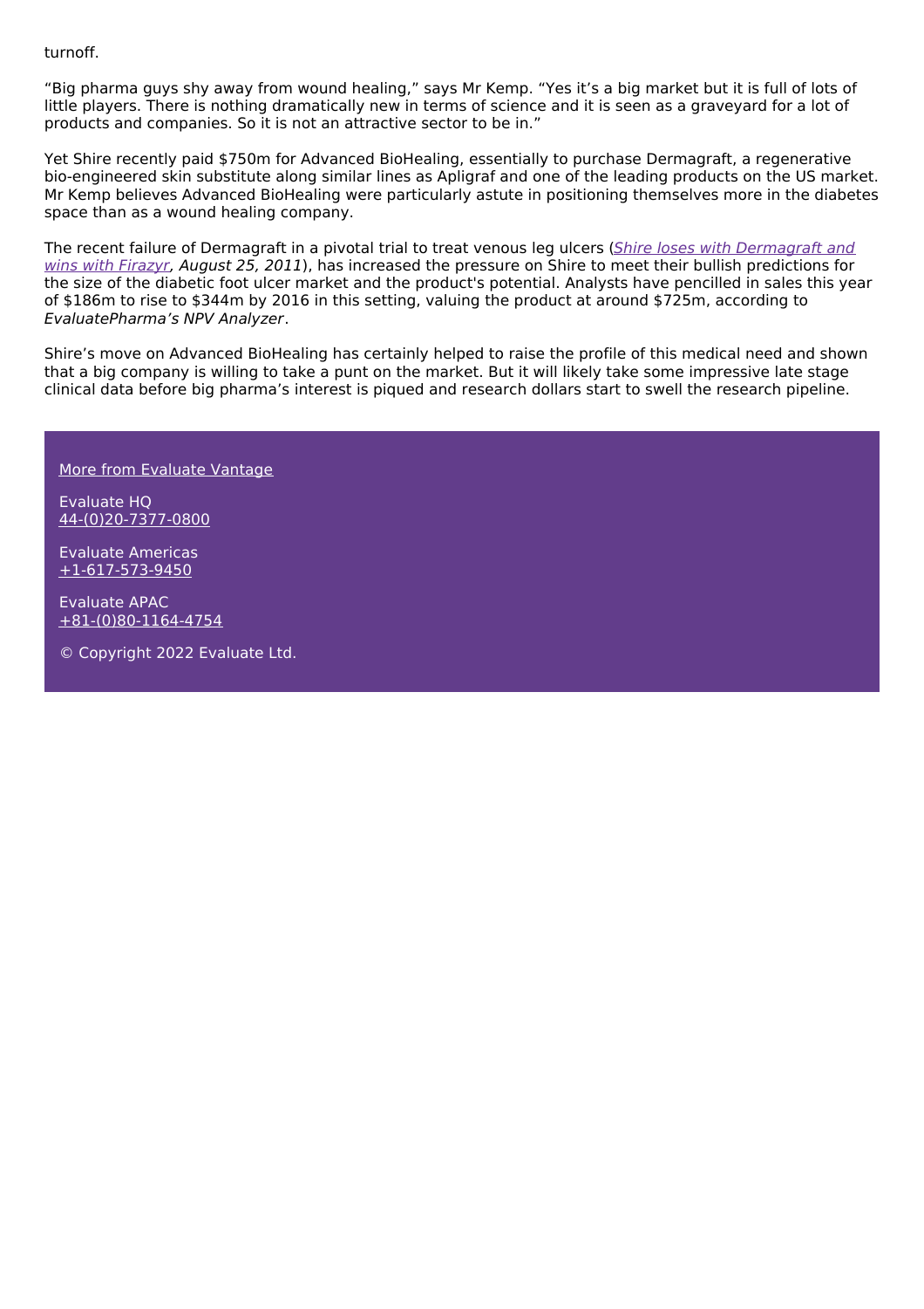turnoff.

“Big pharma guys shy away from wound healing,” says Mr Kemp. “Yes it’s a big market but it is full of lots of little players. There is nothing dramatically new in terms of science and it is seen as a graveyard for a lot of products and companies. So it is not an attractive sector to be in.”

Yet Shire recently paid $750m for Advanced BioHealing, essentially to purchase Dermagraft, a regenerative bio-engineered skin substitute along similar lines as Apligraf and one of the leading products on the US market. Mr Kemp believes Advanced BioHealing were particularly astute in positioning themselves more in the diabetes space than as a wound healing company.

The recent failure of Dermagraft in a pivotal trial to treat venous leg ulcers (*Shire loses with Dermagraft and wins with Firazyr, August 25, 2011*), has increased the pressure on Shire to meet their bullish predictions for the size of the diabetic foot ulcer market and the product's potential. Analysts have pencilled in sales this year of $186m to rise to $344m by 2016 in this setting, valuing the product at around $725m, according to *EvaluatePharma’s NPV Analyzer*.

Shire’s move on Advanced BioHealing has certainly helped to raise the profile of this medical need and shown that a big company is willing to take a punt on the market. But it will likely take some impressive late stage clinical data before big pharma’s interest is piqued and research dollars start to swell the research pipeline.

More from Evaluate Vantage

Evaluate HQ
44-(0)20-7377-0800

Evaluate Americas
+1-617-573-9450

Evaluate APAC
+81-(0)80-1164-4754

© Copyright 2022 Evaluate Ltd.